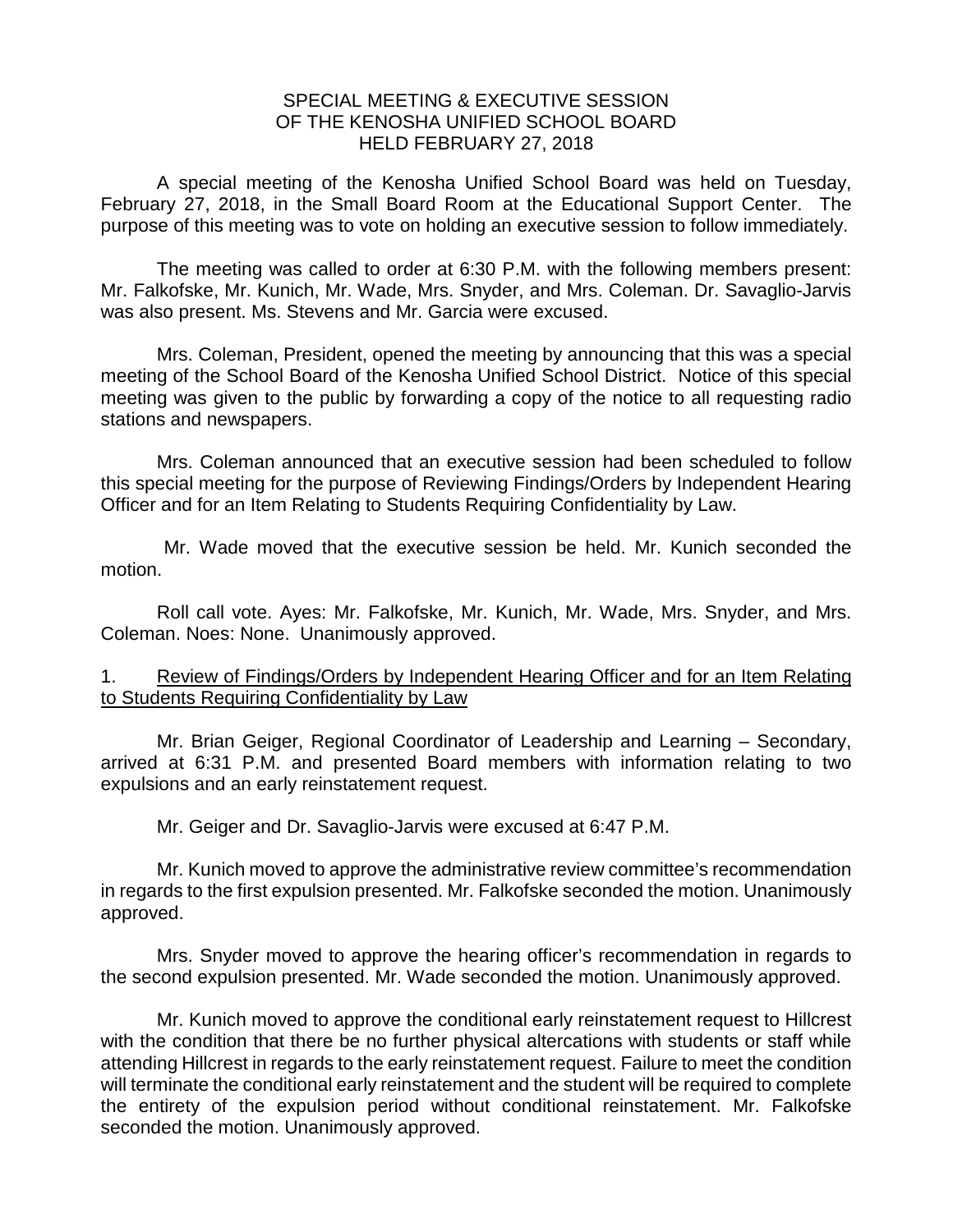# SPECIAL MEETING & EXECUTIVE SESSION
# OF THE KENOSHA UNIFIED SCHOOL BOARD
# HELD FEBRUARY 27, 2018

A special meeting of the Kenosha Unified School Board was held on Tuesday, February 27, 2018, in the Small Board Room at the Educational Support Center. The purpose of this meeting was to vote on holding an executive session to follow immediately.

The meeting was called to order at 6:30 P.M. with the following members present: Mr. Falkofske, Mr. Kunich, Mr. Wade, Mrs. Snyder, and Mrs. Coleman. Dr. Savaglio-Jarvis was also present. Ms. Stevens and Mr. Garcia were excused.

Mrs. Coleman, President, opened the meeting by announcing that this was a special meeting of the School Board of the Kenosha Unified School District. Notice of this special meeting was given to the public by forwarding a copy of the notice to all requesting radio stations and newspapers.

Mrs. Coleman announced that an executive session had been scheduled to follow this special meeting for the purpose of Reviewing Findings/Orders by Independent Hearing Officer and for an Item Relating to Students Requiring Confidentiality by Law.

Mr. Wade moved that the executive session be held. Mr. Kunich seconded the motion.

Roll call vote. Ayes: Mr. Falkofske, Mr. Kunich, Mr. Wade, Mrs. Snyder, and Mrs. Coleman. Noes: None. Unanimously approved.

1. Review of Findings/Orders by Independent Hearing Officer and for an Item Relating to Students Requiring Confidentiality by Law

Mr. Brian Geiger, Regional Coordinator of Leadership and Learning – Secondary, arrived at 6:31 P.M. and presented Board members with information relating to two expulsions and an early reinstatement request.

Mr. Geiger and Dr. Savaglio-Jarvis were excused at 6:47 P.M.

Mr. Kunich moved to approve the administrative review committee's recommendation in regards to the first expulsion presented. Mr. Falkofske seconded the motion. Unanimously approved.

Mrs. Snyder moved to approve the hearing officer's recommendation in regards to the second expulsion presented. Mr. Wade seconded the motion. Unanimously approved.

Mr. Kunich moved to approve the conditional early reinstatement request to Hillcrest with the condition that there be no further physical altercations with students or staff while attending Hillcrest in regards to the early reinstatement request. Failure to meet the condition will terminate the conditional early reinstatement and the student will be required to complete the entirety of the expulsion period without conditional reinstatement. Mr. Falkofske seconded the motion. Unanimously approved.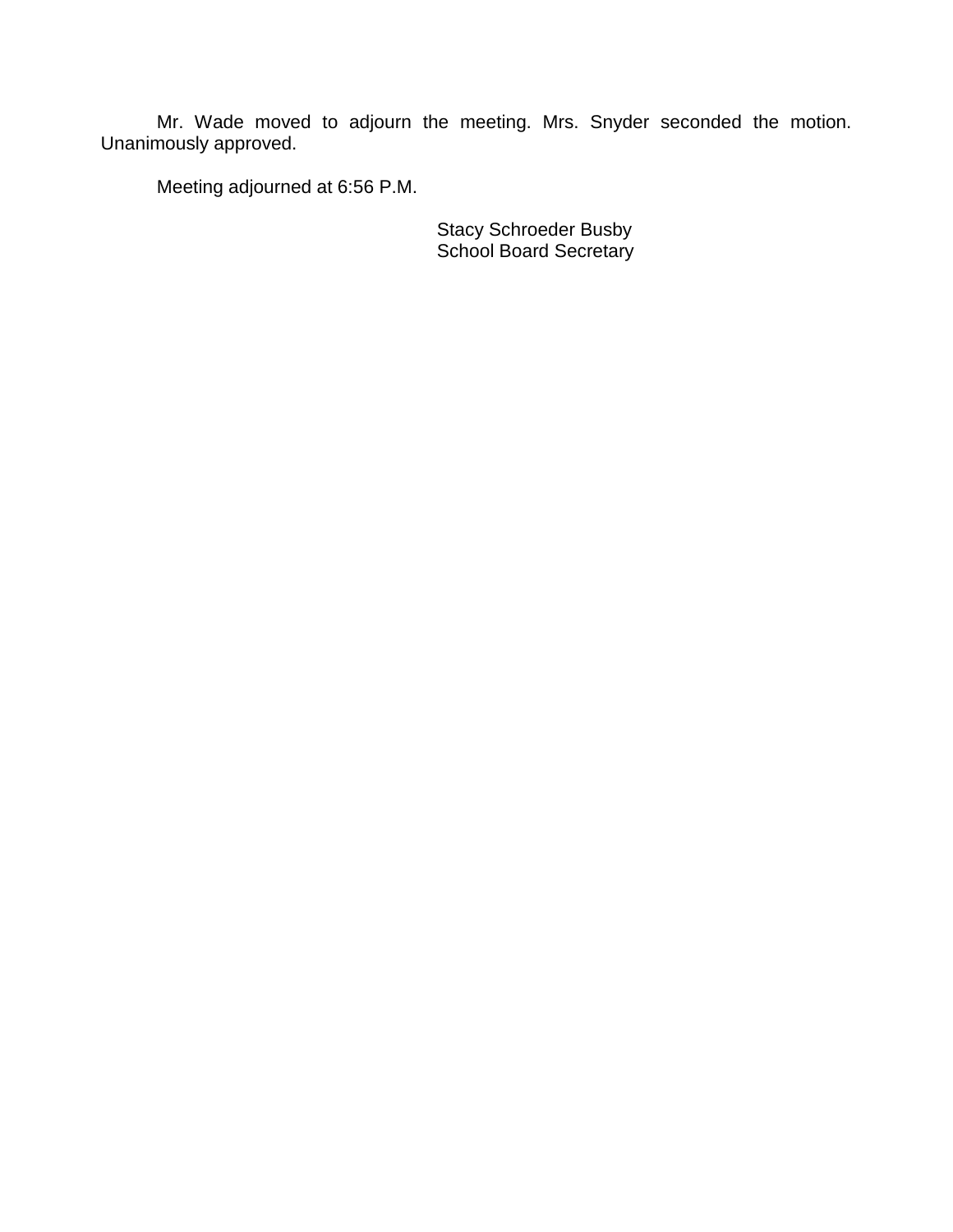Mr. Wade moved to adjourn the meeting. Mrs. Snyder seconded the motion. Unanimously approved.

Meeting adjourned at 6:56 P.M.

Stacy Schroeder Busby
School Board Secretary